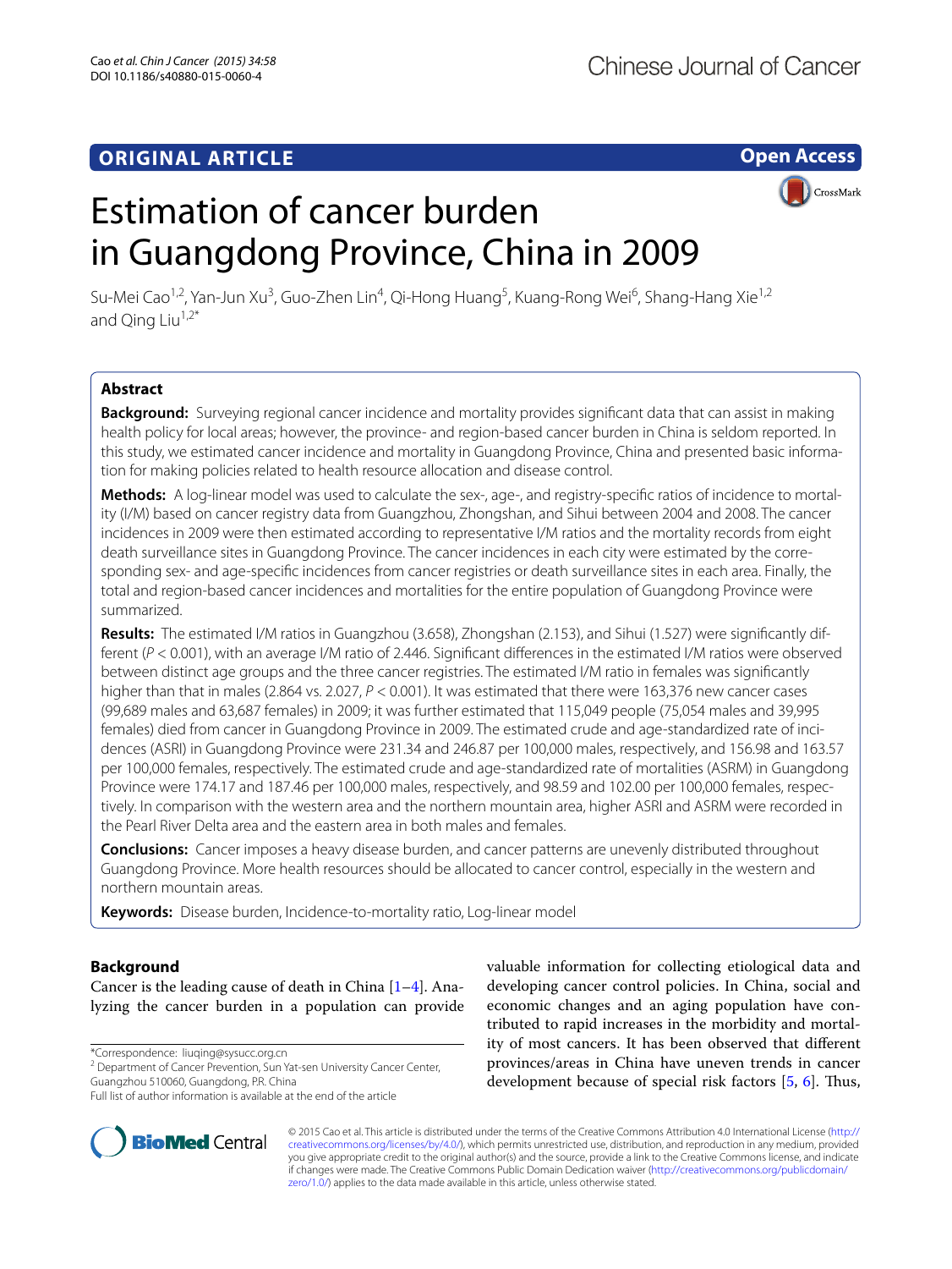ORIGINAL ARTICLE

Open Access

# Estimation of cancer burden in Guangdong Province, China in 2009

Su-Mei Cao[1,2], Yan-Jun Xu[3], Guo-Zhen Lin[4], Qi-Hong Huang[5], Kuang-Rong Wei[6], Shang-Hang Xie[1,2] and Qing Liu[1,2*]

## Abstract

**Background:** Surveying regional cancer incidence and mortality provides significant data that can assist in making health policy for local areas; however, the province- and region-based cancer burden in China is seldom reported. In this study, we estimated cancer incidence and mortality in Guangdong Province, China and presented basic information for making policies related to health resource allocation and disease control.

**Methods:** A log-linear model was used to calculate the sex-, age-, and registry-specific ratios of incidence to mortality (I/M) based on cancer registry data from Guangzhou, Zhongshan, and Sihui between 2004 and 2008. The cancer incidences in 2009 were then estimated according to representative I/M ratios and the mortality records from eight death surveillance sites in Guangdong Province. The cancer incidences in each city were estimated by the corresponding sex- and age-specific incidences from cancer registries or death surveillance sites in each area. Finally, the total and region-based cancer incidences and mortalities for the entire population of Guangdong Province were summarized.

**Results:** The estimated I/M ratios in Guangzhou (3.658), Zhongshan (2.153), and Sihui (1.527) were significantly different ($P < 0.001$), with an average I/M ratio of 2.446. Significant differences in the estimated I/M ratios were observed between distinct age groups and the three cancer registries. The estimated I/M ratio in females was significantly higher than that in males (2.864 vs. 2.027, $P < 0.001$). It was estimated that there were 163,376 new cancer cases (99,689 males and 63,687 females) in 2009; it was further estimated that 115,049 people (75,054 males and 39,995 females) died from cancer in Guangdong Province in 2009. The estimated crude and age-standardized rate of incidences (ASRI) in Guangdong Province were 231.34 and 246.87 per 100,000 males, respectively, and 156.98 and 163.57 per 100,000 females, respectively. The estimated crude and age-standardized rate of mortalities (ASRM) in Guangdong Province were 174.17 and 187.46 per 100,000 males, respectively, and 98.59 and 102.00 per 100,000 females, respectively. In comparison with the western area and the northern mountain area, higher ASRI and ASRM were recorded in the Pearl River Delta area and the eastern area in both males and females.

**Conclusions:** Cancer imposes a heavy disease burden, and cancer patterns are unevenly distributed throughout Guangdong Province. More health resources should be allocated to cancer control, especially in the western and northern mountain areas.

**Keywords:** Disease burden, Incidence-to-mortality ratio, Log-linear model

## Background

Cancer is the leading cause of death in China [1–4]. Analyzing the cancer burden in a population can provide valuable information for collecting etiological data and developing cancer control policies. In China, social and economic changes and an aging population have contributed to rapid increases in the morbidity and mortality of most cancers. It has been observed that different provinces/areas in China have uneven trends in cancer development because of special risk factors [5, 6]. Thus,

*Correspondence: liuqing@sysucc.org.cn
[2] Department of Cancer Prevention, Sun Yat-sen University Cancer Center, Guangzhou 510060, Guangdong, P.R. China
Full list of author information is available at the end of the article

© 2015 Cao et al. This article is distributed under the terms of the Creative Commons Attribution 4.0 International License (http://creativecommons.org/licenses/by/4.0/), which permits unrestricted use, distribution, and reproduction in any medium, provided you give appropriate credit to the original author(s) and the source, provide a link to the Creative Commons license, and indicate if changes were made. The Creative Commons Public Domain Dedication waiver (http://creativecommons.org/publicdomain/zero/1.0/) applies to the data made available in this article, unless otherwise stated.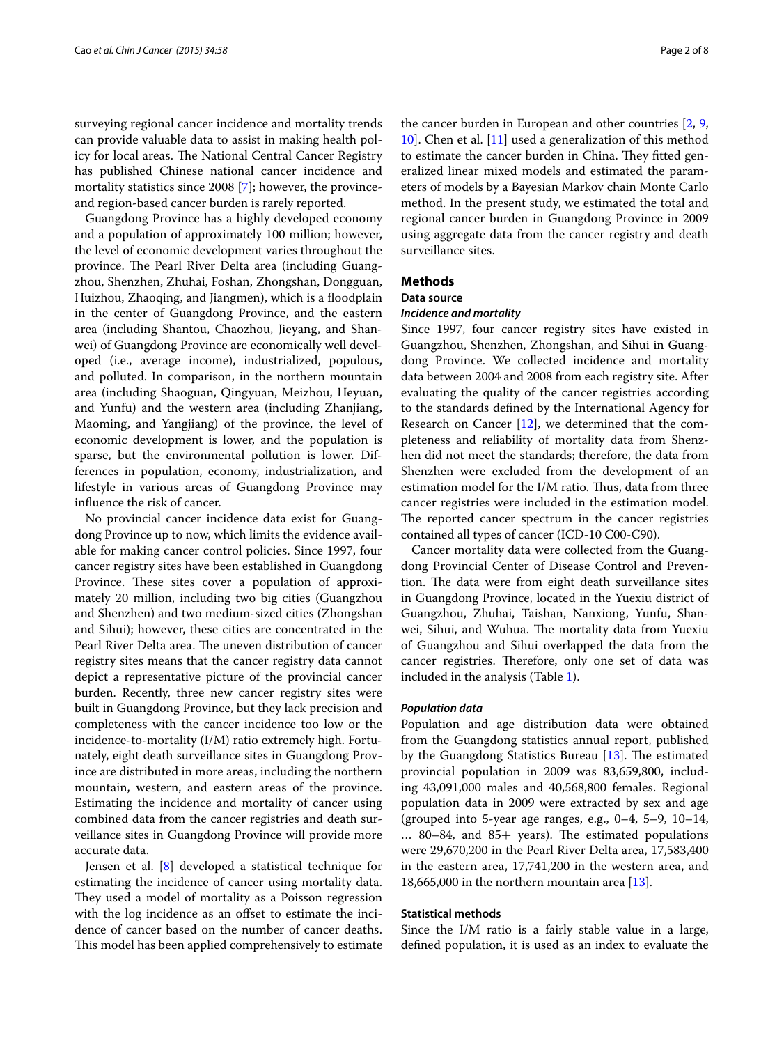surveying regional cancer incidence and mortality trends can provide valuable data to assist in making health policy for local areas. The National Central Cancer Registry has published Chinese national cancer incidence and mortality statistics since 2008 [7]; however, the province- and region-based cancer burden is rarely reported.

Guangdong Province has a highly developed economy and a population of approximately 100 million; however, the level of economic development varies throughout the province. The Pearl River Delta area (including Guangzhou, Shenzhen, Zhuhai, Foshan, Zhongshan, Dongguan, Huizhou, Zhaoqing, and Jiangmen), which is a floodplain in the center of Guangdong Province, and the eastern area (including Shantou, Chaozhou, Jieyang, and Shanwei) of Guangdong Province are economically well developed (i.e., average income), industrialized, populous, and polluted. In comparison, in the northern mountain area (including Shaoguan, Qingyuan, Meizhou, Heyuan, and Yunfu) and the western area (including Zhanjiang, Maoming, and Yangjiang) of the province, the level of economic development is lower, and the population is sparse, but the environmental pollution is lower. Differences in population, economy, industrialization, and lifestyle in various areas of Guangdong Province may influence the risk of cancer.

No provincial cancer incidence data exist for Guangdong Province up to now, which limits the evidence available for making cancer control policies. Since 1997, four cancer registry sites have been established in Guangdong Province. These sites cover a population of approximately 20 million, including two big cities (Guangzhou and Shenzhen) and two medium-sized cities (Zhongshan and Sihui); however, these cities are concentrated in the Pearl River Delta area. The uneven distribution of cancer registry sites means that the cancer registry data cannot depict a representative picture of the provincial cancer burden. Recently, three new cancer registry sites were built in Guangdong Province, but they lack precision and completeness with the cancer incidence too low or the incidence-to-mortality (I/M) ratio extremely high. Fortunately, eight death surveillance sites in Guangdong Province are distributed in more areas, including the northern mountain, western, and eastern areas of the province. Estimating the incidence and mortality of cancer using combined data from the cancer registries and death surveillance sites in Guangdong Province will provide more accurate data.

Jensen et al. [8] developed a statistical technique for estimating the incidence of cancer using mortality data. They used a model of mortality as a Poisson regression with the log incidence as an offset to estimate the incidence of cancer based on the number of cancer deaths. This model has been applied comprehensively to estimate the cancer burden in European and other countries [2, 9, 10]. Chen et al. [11] used a generalization of this method to estimate the cancer burden in China. They fitted generalized linear mixed models and estimated the parameters of models by a Bayesian Markov chain Monte Carlo method. In the present study, we estimated the total and regional cancer burden in Guangdong Province in 2009 using aggregate data from the cancer registry and death surveillance sites.

## Methods

### Data source

#### *Incidence and mortality*

Since 1997, four cancer registry sites have existed in Guangzhou, Shenzhen, Zhongshan, and Sihui in Guangdong Province. We collected incidence and mortality data between 2004 and 2008 from each registry site. After evaluating the quality of the cancer registries according to the standards defined by the International Agency for Research on Cancer [12], we determined that the completeness and reliability of mortality data from Shenzhen did not meet the standards; therefore, the data from Shenzhen were excluded from the development of an estimation model for the I/M ratio. Thus, data from three cancer registries were included in the estimation model. The reported cancer spectrum in the cancer registries contained all types of cancer (ICD-10 C00-C90).

Cancer mortality data were collected from the Guangdong Provincial Center of Disease Control and Prevention. The data were from eight death surveillance sites in Guangdong Province, located in the Yuexiu district of Guangzhou, Zhuhai, Taishan, Nanxiong, Yunfu, Shanwei, Sihui, and Wuhua. The mortality data from Yuexiu of Guangzhou and Sihui overlapped the data from the cancer registries. Therefore, only one set of data was included in the analysis (Table 1).

#### *Population data*

Population and age distribution data were obtained from the Guangdong statistics annual report, published by the Guangdong Statistics Bureau [13]. The estimated provincial population in 2009 was 83,659,800, including 43,091,000 males and 40,568,800 females. Regional population data in 2009 were extracted by sex and age (grouped into 5-year age ranges, e.g., 0–4, 5–9, 10–14, … 80–84, and 85+ years). The estimated populations were 29,670,200 in the Pearl River Delta area, 17,583,400 in the eastern area, 17,741,200 in the western area, and 18,665,000 in the northern mountain area [13].

### Statistical methods

Since the I/M ratio is a fairly stable value in a large, defined population, it is used as an index to evaluate the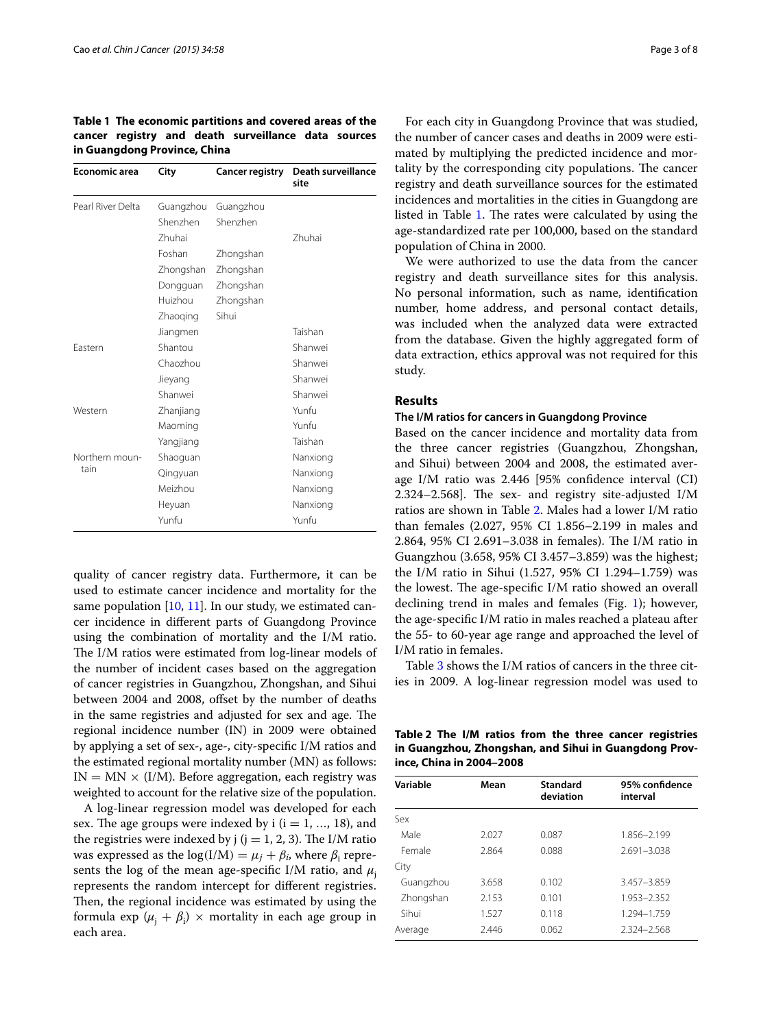**Table 1 The economic partitions and covered areas of the cancer registry and death surveillance data sources in Guangdong Province, China**

| Economic area | City | Cancer registry | Death surveillance site |
|---|---|---|---|
| Pearl River Delta | Guangzhou | Guangzhou | |
| | Shenzhen | Shenzhen | |
| | Zhuhai | | Zhuhai |
| | Foshan | Zhongshan | |
| | Zhongshan | Zhongshan | |
| | Dongguan | Zhongshan | |
| | Huizhou | Zhongshan | |
| | Zhaoqing | Sihui | |
| | Jiangmen | | Taishan |
| Eastern | Shantou | | Shanwei |
| | Chaozhou | | Shanwei |
| | Jieyang | | Shanwei |
| | Shanwei | | Shanwei |
| Western | Zhanjiang | | Yunfu |
| | Maoming | | Yunfu |
| | Yangjiang | | Taishan |
| Northern mountain | Shaoguan | | Nanxiong |
| | Qingyuan | | Nanxiong |
| | Meizhou | | Nanxiong |
| | Heyuan | | Nanxiong |
| | Yunfu | | Yunfu |

quality of cancer registry data. Furthermore, it can be used to estimate cancer incidence and mortality for the same population [10, 11]. In our study, we estimated cancer incidence in different parts of Guangdong Province using the combination of mortality and the I/M ratio. The I/M ratios were estimated from log-linear models of the number of incident cases based on the aggregation of cancer registries in Guangzhou, Zhongshan, and Sihui between 2004 and 2008, offset by the number of deaths in the same registries and adjusted for sex and age. The regional incidence number (IN) in 2009 were obtained by applying a set of sex-, age-, city-specific I/M ratios and the estimated regional mortality number (MN) as follows: IN = MN × (I/M). Before aggregation, each registry was weighted to account for the relative size of the population.

A log-linear regression model was developed for each sex. The age groups were indexed by i (i = 1, …, 18), and the registries were indexed by j (j = 1, 2, 3). The I/M ratio was expressed as the $\log(I/M) = \mu_j + \beta_i$, where $\beta_i$ represents the log of the mean age-specific I/M ratio, and $\mu_j$ represents the random intercept for different registries. Then, the regional incidence was estimated by using the formula $\exp(\mu_j + \beta_i) \times$ mortality in each age group in each area.

For each city in Guangdong Province that was studied, the number of cancer cases and deaths in 2009 were estimated by multiplying the predicted incidence and mortality by the corresponding city populations. The cancer registry and death surveillance sources for the estimated incidences and mortalities in the cities in Guangdong are listed in Table 1. The rates were calculated by using the age-standardized rate per 100,000, based on the standard population of China in 2000.

We were authorized to use the data from the cancer registry and death surveillance sites for this analysis. No personal information, such as name, identification number, home address, and personal contact details, was included when the analyzed data were extracted from the database. Given the highly aggregated form of data extraction, ethics approval was not required for this study.

## Results

### The I/M ratios for cancers in Guangdong Province

Based on the cancer incidence and mortality data from the three cancer registries (Guangzhou, Zhongshan, and Sihui) between 2004 and 2008, the estimated average I/M ratio was 2.446 [95% confidence interval (CI) 2.324–2.568]. The sex- and registry site-adjusted I/M ratios are shown in Table 2. Males had a lower I/M ratio than females (2.027, 95% CI 1.856–2.199 in males and 2.864, 95% CI 2.691–3.038 in females). The I/M ratio in Guangzhou (3.658, 95% CI 3.457–3.859) was the highest; the I/M ratio in Sihui (1.527, 95% CI 1.294–1.759) was the lowest. The age-specific I/M ratio showed an overall declining trend in males and females (Fig. 1); however, the age-specific I/M ratio in males reached a plateau after the 55- to 60-year age range and approached the level of I/M ratio in females.

Table 3 shows the I/M ratios of cancers in the three cities in 2009. A log-linear regression model was used to

**Table 2 The I/M ratios from the three cancer registries in Guangzhou, Zhongshan, and Sihui in Guangdong Province, China in 2004–2008**

| Variable | Mean | Standard deviation | 95% confidence interval |
|---|---|---|---|
| Sex | | | |
| Male | 2.027 | 0.087 | 1.856–2.199 |
| Female | 2.864 | 0.088 | 2.691–3.038 |
| City | | | |
| Guangzhou | 3.658 | 0.102 | 3.457–3.859 |
| Zhongshan | 2.153 | 0.101 | 1.953–2.352 |
| Sihui | 1.527 | 0.118 | 1.294–1.759 |
| Average | 2.446 | 0.062 | 2.324–2.568 |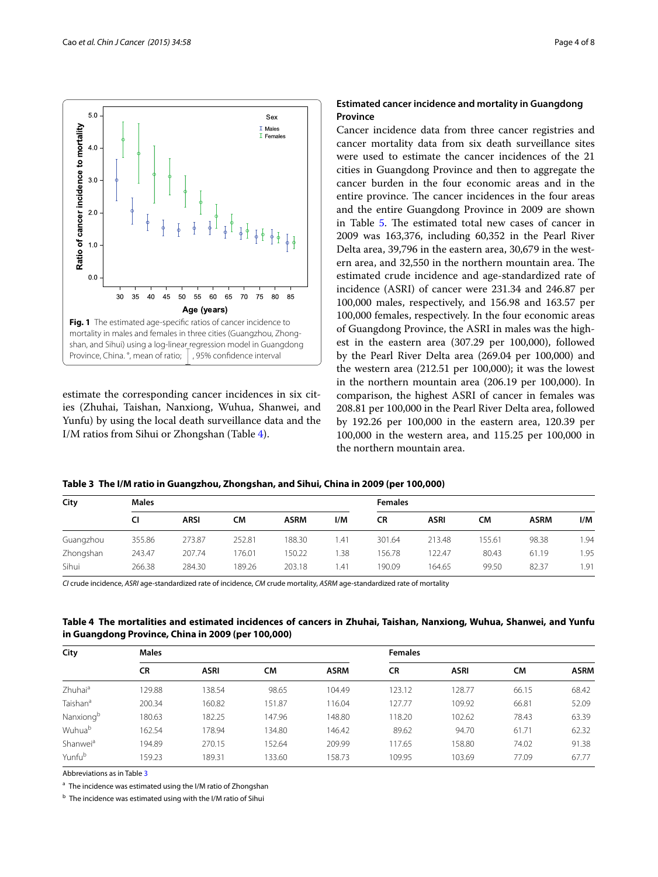Fig. 1 The estimated age-specific ratios of cancer incidence to mortality in males and females in three cities (Guangzhou, Zhongshan, and Sihui) using a log-linear regression model in Guangdong Province, China. °, mean of ratio; |, 95% confidence interval

estimate the corresponding cancer incidences in six cities (Zhuhai, Taishan, Nanxiong, Wuhua, Shanwei, and Yunfu) by using the local death surveillance data and the I/M ratios from Sihui or Zhongshan (Table 4).

### Estimated cancer incidence and mortality in Guangdong Province

Cancer incidence data from three cancer registries and cancer mortality data from six death surveillance sites were used to estimate the cancer incidences of the 21 cities in Guangdong Province and then to aggregate the cancer burden in the four economic areas and in the entire province. The cancer incidences in the four areas and the entire Guangdong Province in 2009 are shown in Table 5. The estimated total new cases of cancer in 2009 was 163,376, including 60,352 in the Pearl River Delta area, 39,796 in the eastern area, 30,679 in the western area, and 32,550 in the northern mountain area. The estimated crude incidence and age-standardized rate of incidence (ASRI) of cancer were 231.34 and 246.87 per 100,000 males, respectively, and 156.98 and 163.57 per 100,000 females, respectively. In the four economic areas of Guangdong Province, the ASRI in males was the highest in the eastern area (307.29 per 100,000), followed by the Pearl River Delta area (269.04 per 100,000) and the western area (212.51 per 100,000); it was the lowest in the northern mountain area (206.19 per 100,000). In comparison, the highest ASRI of cancer in females was 208.81 per 100,000 in the Pearl River Delta area, followed by 192.26 per 100,000 in the eastern area, 120.39 per 100,000 in the western area, and 115.25 per 100,000 in the northern mountain area.

**Table 3 The I/M ratio in Guangzhou, Zhongshan, and Sihui, China in 2009 (per 100,000)**

| City | Males | | | | | Females | | | | |
|---|---|---|---|---|---|---|---|---|---|---|
| | CI | ARSI | CM | ASRM | I/M | CR | ASRI | CM | ASRM | I/M |
| Guangzhou | 355.86 | 273.87 | 252.81 | 188.30 | 1.41 | 301.64 | 213.48 | 155.61 | 98.38 | 1.94 |
| Zhongshan | 243.47 | 207.74 | 176.01 | 150.22 | 1.38 | 156.78 | 122.47 | 80.43 | 61.19 | 1.95 |
| Sihui | 266.38 | 284.30 | 189.26 | 203.18 | 1.41 | 190.09 | 164.65 | 99.50 | 82.37 | 1.91 |

*CI* crude incidence, *ASRI* age-standardized rate of incidence, *CM* crude mortality, *ASRM* age-standardized rate of mortality

**Table 4 The mortalities and estimated incidences of cancers in Zhuhai, Taishan, Nanxiong, Wuhua, Shanwei, and Yunfu in Guangdong Province, China in 2009 (per 100,000)**

| City | Males | | | | Females | | | |
|---|---|---|---|---|---|---|---|---|
| | CR | ASRI | CM | ASRM | CR | ASRI | CM | ASRM |
| Zhuhai[a] | 129.88 | 138.54 | 98.65 | 104.49 | 123.12 | 128.77 | 66.15 | 68.42 |
| Taishan[a] | 200.34 | 160.82 | 151.87 | 116.04 | 127.77 | 109.92 | 66.81 | 52.09 |
| Nanxiong[b] | 180.63 | 182.25 | 147.96 | 148.80 | 118.20 | 102.62 | 78.43 | 63.39 |
| Wuhua[b] | 162.54 | 178.94 | 134.80 | 146.42 | 89.62 | 94.70 | 61.71 | 62.32 |
| Shanwei[a] | 194.89 | 270.15 | 152.64 | 209.99 | 117.65 | 158.80 | 74.02 | 91.38 |
| Yunfu[b] | 159.23 | 189.31 | 133.60 | 158.73 | 109.95 | 103.69 | 77.09 | 67.77 |

Abbreviations as in Table 3

[a] The incidence was estimated using the I/M ratio of Zhongshan

[b] The incidence was estimated using with the I/M ratio of Sihui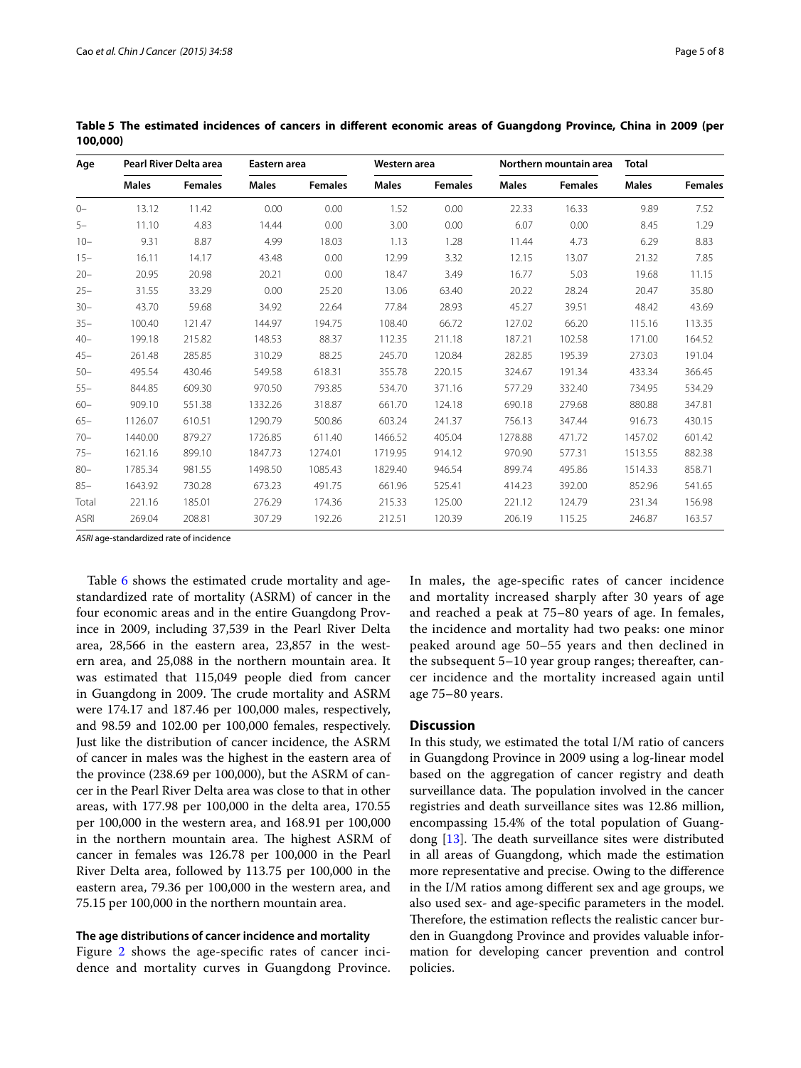**Table 5 The estimated incidences of cancers in different economic areas of Guangdong Province, China in 2009 (per 100,000)**

| Age | Pearl River Delta area | | Eastern area | | Western area | | Northern mountain area | | Total | |
|---|---|---|---|---|---|---|---|---|---|---|
| | Males | Females | Males | Females | Males | Females | Males | Females | Males | Females |
| 0– | 13.12 | 11.42 | 0.00 | 0.00 | 1.52 | 0.00 | 22.33 | 16.33 | 9.89 | 7.52 |
| 5– | 11.10 | 4.83 | 14.44 | 0.00 | 3.00 | 0.00 | 6.07 | 0.00 | 8.45 | 1.29 |
| 10– | 9.31 | 8.87 | 4.99 | 18.03 | 1.13 | 1.28 | 11.44 | 4.73 | 6.29 | 8.83 |
| 15– | 16.11 | 14.17 | 43.48 | 0.00 | 12.99 | 3.32 | 12.15 | 13.07 | 21.32 | 7.85 |
| 20– | 20.95 | 20.98 | 20.21 | 0.00 | 18.47 | 3.49 | 16.77 | 5.03 | 19.68 | 11.15 |
| 25– | 31.55 | 33.29 | 0.00 | 25.20 | 13.06 | 63.40 | 20.22 | 28.24 | 20.47 | 35.80 |
| 30– | 43.70 | 59.68 | 34.92 | 22.64 | 77.84 | 28.93 | 45.27 | 39.51 | 48.42 | 43.69 |
| 35– | 100.40 | 121.47 | 144.97 | 194.75 | 108.40 | 66.72 | 127.02 | 66.20 | 115.16 | 113.35 |
| 40– | 199.18 | 215.82 | 148.53 | 88.37 | 112.35 | 211.18 | 187.21 | 102.58 | 171.00 | 164.52 |
| 45– | 261.48 | 285.85 | 310.29 | 88.25 | 245.70 | 120.84 | 282.85 | 195.39 | 273.03 | 191.04 |
| 50– | 495.54 | 430.46 | 549.58 | 618.31 | 355.78 | 220.15 | 324.67 | 191.34 | 433.34 | 366.45 |
| 55– | 844.85 | 609.30 | 970.50 | 793.85 | 534.70 | 371.16 | 577.29 | 332.40 | 734.95 | 534.29 |
| 60– | 909.10 | 551.38 | 1332.26 | 318.87 | 661.70 | 124.18 | 690.18 | 279.68 | 880.88 | 347.81 |
| 65– | 1126.07 | 610.51 | 1290.79 | 500.86 | 603.24 | 241.37 | 756.13 | 347.44 | 916.73 | 430.15 |
| 70– | 1440.00 | 879.27 | 1726.85 | 611.40 | 1466.52 | 405.04 | 1278.88 | 471.72 | 1457.02 | 601.42 |
| 75– | 1621.16 | 899.10 | 1847.73 | 1274.01 | 1719.95 | 914.12 | 970.90 | 577.31 | 1513.55 | 882.38 |
| 80– | 1785.34 | 981.55 | 1498.50 | 1085.43 | 1829.40 | 946.54 | 899.74 | 495.86 | 1514.33 | 858.71 |
| 85– | 1643.92 | 730.28 | 673.23 | 491.75 | 661.96 | 525.41 | 414.23 | 392.00 | 852.96 | 541.65 |
| Total | 221.16 | 185.01 | 276.29 | 174.36 | 215.33 | 125.00 | 221.12 | 124.79 | 231.34 | 156.98 |
| ASRI | 269.04 | 208.81 | 307.29 | 192.26 | 212.51 | 120.39 | 206.19 | 115.25 | 246.87 | 163.57 |

*ASRI* age-standardized rate of incidence

Table 6 shows the estimated crude mortality and age-standardized rate of mortality (ASRM) of cancer in the four economic areas and in the entire Guangdong Province in 2009, including 37,539 in the Pearl River Delta area, 28,566 in the eastern area, 23,857 in the western area, and 25,088 in the northern mountain area. It was estimated that 115,049 people died from cancer in Guangdong in 2009. The crude mortality and ASRM were 174.17 and 187.46 per 100,000 males, respectively, and 98.59 and 102.00 per 100,000 females, respectively. Just like the distribution of cancer incidence, the ASRM of cancer in males was the highest in the eastern area of the province (238.69 per 100,000), but the ASRM of cancer in the Pearl River Delta area was close to that in other areas, with 177.98 per 100,000 in the delta area, 170.55 per 100,000 in the western area, and 168.91 per 100,000 in the northern mountain area. The highest ASRM of cancer in females was 126.78 per 100,000 in the Pearl River Delta area, followed by 113.75 per 100,000 in the eastern area, 79.36 per 100,000 in the western area, and 75.15 per 100,000 in the northern mountain area.

#### The age distributions of cancer incidence and mortality

Figure 2 shows the age-specific rates of cancer incidence and mortality curves in Guangdong Province. In males, the age-specific rates of cancer incidence and mortality increased sharply after 30 years of age and reached a peak at 75–80 years of age. In females, the incidence and mortality had two peaks: one minor peaked around age 50–55 years and then declined in the subsequent 5–10 year group ranges; thereafter, cancer incidence and the mortality increased again until age 75–80 years.

### Discussion

In this study, we estimated the total I/M ratio of cancers in Guangdong Province in 2009 using a log-linear model based on the aggregation of cancer registry and death surveillance data. The population involved in the cancer registries and death surveillance sites was 12.86 million, encompassing 15.4% of the total population of Guangdong [13]. The death surveillance sites were distributed in all areas of Guangdong, which made the estimation more representative and precise. Owing to the difference in the I/M ratios among different sex and age groups, we also used sex- and age-specific parameters in the model. Therefore, the estimation reflects the realistic cancer burden in Guangdong Province and provides valuable information for developing cancer prevention and control policies.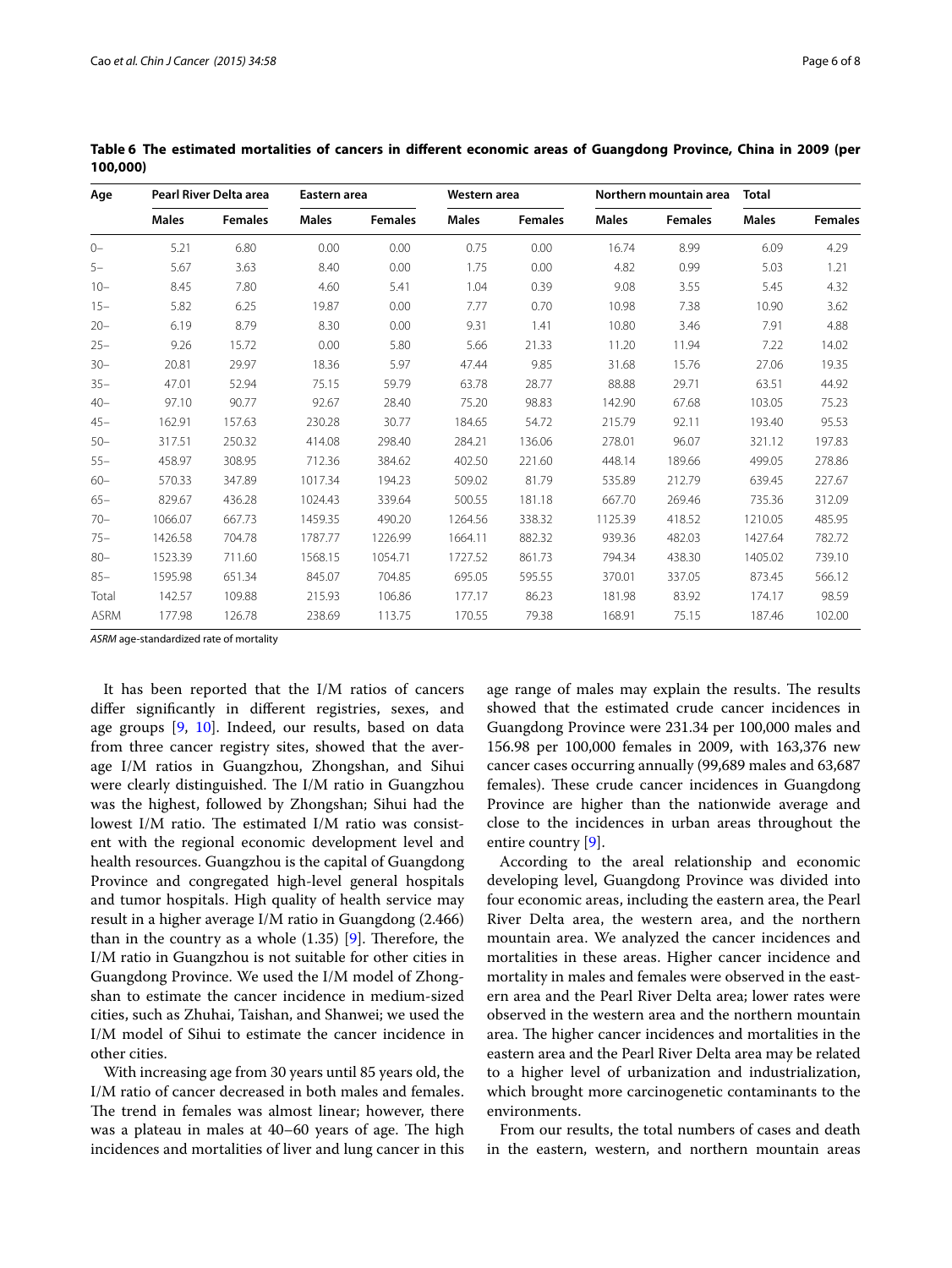**Table 6 The estimated mortalities of cancers in different economic areas of Guangdong Province, China in 2009 (per 100,000)**

| Age | Pearl River Delta area | | Eastern area | | Western area | | Northern mountain area | | Total | |
|---|---|---|---|---|---|---|---|---|---|---|
| | Males | Females | Males | Females | Males | Females | Males | Females | Males | Females |
| 0– | 5.21 | 6.80 | 0.00 | 0.00 | 0.75 | 0.00 | 16.74 | 8.99 | 6.09 | 4.29 |
| 5– | 5.67 | 3.63 | 8.40 | 0.00 | 1.75 | 0.00 | 4.82 | 0.99 | 5.03 | 1.21 |
| 10– | 8.45 | 7.80 | 4.60 | 5.41 | 1.04 | 0.39 | 9.08 | 3.55 | 5.45 | 4.32 |
| 15– | 5.82 | 6.25 | 19.87 | 0.00 | 7.77 | 0.70 | 10.98 | 7.38 | 10.90 | 3.62 |
| 20– | 6.19 | 8.79 | 8.30 | 0.00 | 9.31 | 1.41 | 10.80 | 3.46 | 7.91 | 4.88 |
| 25– | 9.26 | 15.72 | 0.00 | 5.80 | 5.66 | 21.33 | 11.20 | 11.94 | 7.22 | 14.02 |
| 30– | 20.81 | 29.97 | 18.36 | 5.97 | 47.44 | 9.85 | 31.68 | 15.76 | 27.06 | 19.35 |
| 35– | 47.01 | 52.94 | 75.15 | 59.79 | 63.78 | 28.77 | 88.88 | 29.71 | 63.51 | 44.92 |
| 40– | 97.10 | 90.77 | 92.67 | 28.40 | 75.20 | 98.83 | 142.90 | 67.68 | 103.05 | 75.23 |
| 45– | 162.91 | 157.63 | 230.28 | 30.77 | 184.65 | 54.72 | 215.79 | 92.11 | 193.40 | 95.53 |
| 50– | 317.51 | 250.32 | 414.08 | 298.40 | 284.21 | 136.06 | 278.01 | 96.07 | 321.12 | 197.83 |
| 55– | 458.97 | 308.95 | 712.36 | 384.62 | 402.50 | 221.60 | 448.14 | 189.66 | 499.05 | 278.86 |
| 60– | 570.33 | 347.89 | 1017.34 | 194.23 | 509.02 | 81.79 | 535.89 | 212.79 | 639.45 | 227.67 |
| 65– | 829.67 | 436.28 | 1024.43 | 339.64 | 500.55 | 181.18 | 667.70 | 269.46 | 735.36 | 312.09 |
| 70– | 1066.07 | 667.73 | 1459.35 | 490.20 | 1264.56 | 338.32 | 1125.39 | 418.52 | 1210.05 | 485.95 |
| 75– | 1426.58 | 704.78 | 1787.77 | 1226.99 | 1664.11 | 882.32 | 939.36 | 482.03 | 1427.64 | 782.72 |
| 80– | 1523.39 | 711.60 | 1568.15 | 1054.71 | 1727.52 | 861.73 | 794.34 | 438.30 | 1405.02 | 739.10 |
| 85– | 1595.98 | 651.34 | 845.07 | 704.85 | 695.05 | 595.55 | 370.01 | 337.05 | 873.45 | 566.12 |
| Total | 142.57 | 109.88 | 215.93 | 106.86 | 177.17 | 86.23 | 181.98 | 83.92 | 174.17 | 98.59 |
| ASRM | 177.98 | 126.78 | 238.69 | 113.75 | 170.55 | 79.38 | 168.91 | 75.15 | 187.46 | 102.00 |

*ASRM* age-standardized rate of mortality

It has been reported that the I/M ratios of cancers differ significantly in different registries, sexes, and age groups [9, 10]. Indeed, our results, based on data from three cancer registry sites, showed that the average I/M ratios in Guangzhou, Zhongshan, and Sihui were clearly distinguished. The I/M ratio in Guangzhou was the highest, followed by Zhongshan; Sihui had the lowest I/M ratio. The estimated I/M ratio was consistent with the regional economic development level and health resources. Guangzhou is the capital of Guangdong Province and congregated high-level general hospitals and tumor hospitals. High quality of health service may result in a higher average I/M ratio in Guangdong (2.466) than in the country as a whole (1.35) [9]. Therefore, the I/M ratio in Guangzhou is not suitable for other cities in Guangdong Province. We used the I/M model of Zhongshan to estimate the cancer incidence in medium-sized cities, such as Zhuhai, Taishan, and Shanwei; we used the I/M model of Sihui to estimate the cancer incidence in other cities.

With increasing age from 30 years until 85 years old, the I/M ratio of cancer decreased in both males and females. The trend in females was almost linear; however, there was a plateau in males at 40–60 years of age. The high incidences and mortalities of liver and lung cancer in this age range of males may explain the results. The results showed that the estimated crude cancer incidences in Guangdong Province were 231.34 per 100,000 males and 156.98 per 100,000 females in 2009, with 163,376 new cancer cases occurring annually (99,689 males and 63,687 females). These crude cancer incidences in Guangdong Province are higher than the nationwide average and close to the incidences in urban areas throughout the entire country [9].

According to the areal relationship and economic developing level, Guangdong Province was divided into four economic areas, including the eastern area, the Pearl River Delta area, the western area, and the northern mountain area. We analyzed the cancer incidences and mortalities in these areas. Higher cancer incidence and mortality in males and females were observed in the eastern area and the Pearl River Delta area; lower rates were observed in the western area and the northern mountain area. The higher cancer incidences and mortalities in the eastern area and the Pearl River Delta area may be related to a higher level of urbanization and industrialization, which brought more carcinogenetic contaminants to the environments.

From our results, the total numbers of cases and death in the eastern, western, and northern mountain areas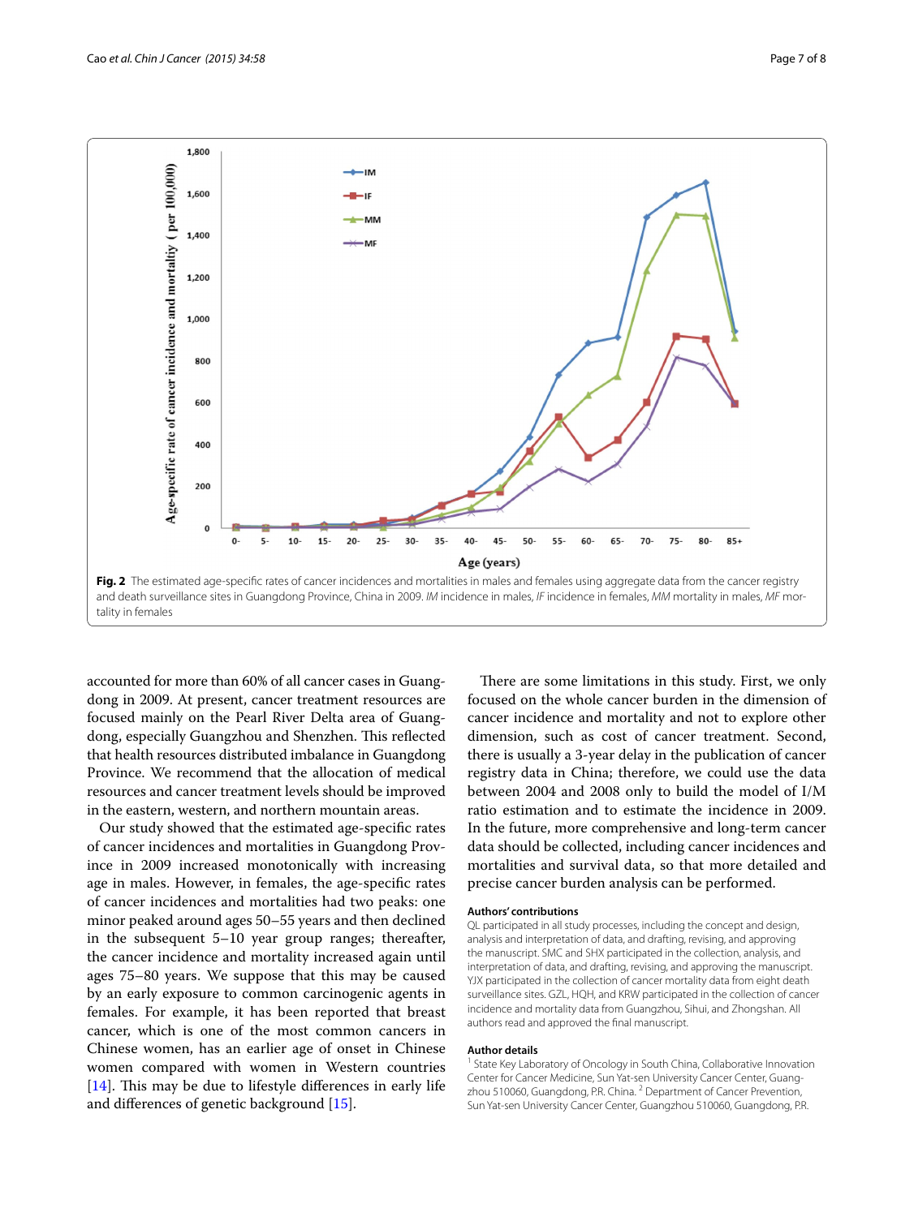Fig. 2 The estimated age-specific rates of cancer incidences and mortalities in males and females using aggregate data from the cancer registry and death surveillance sites in Guangdong Province, China in 2009. *IM* incidence in males, *IF* incidence in females, *MM* mortality in males, *MF* mortality in females

accounted for more than 60% of all cancer cases in Guangdong in 2009. At present, cancer treatment resources are focused mainly on the Pearl River Delta area of Guangdong, especially Guangzhou and Shenzhen. This reflected that health resources distributed imbalance in Guangdong Province. We recommend that the allocation of medical resources and cancer treatment levels should be improved in the eastern, western, and northern mountain areas.

Our study showed that the estimated age-specific rates of cancer incidences and mortalities in Guangdong Province in 2009 increased monotonically with increasing age in males. However, in females, the age-specific rates of cancer incidences and mortalities had two peaks: one minor peaked around ages 50–55 years and then declined in the subsequent 5–10 year group ranges; thereafter, the cancer incidence and mortality increased again until ages 75–80 years. We suppose that this may be caused by an early exposure to common carcinogenic agents in females. For example, it has been reported that breast cancer, which is one of the most common cancers in Chinese women, has an earlier age of onset in Chinese women compared with women in Western countries [14]. This may be due to lifestyle differences in early life and differences of genetic background [15].

There are some limitations in this study. First, we only focused on the whole cancer burden in the dimension of cancer incidence and mortality and not to explore other dimension, such as cost of cancer treatment. Second, there is usually a 3-year delay in the publication of cancer registry data in China; therefore, we could use the data between 2004 and 2008 only to build the model of I/M ratio estimation and to estimate the incidence in 2009. In the future, more comprehensive and long-term cancer data should be collected, including cancer incidences and mortalities and survival data, so that more detailed and precise cancer burden analysis can be performed.

#### Authors' contributions

QL participated in all study processes, including the concept and design, analysis and interpretation of data, and drafting, revising, and approving the manuscript. SMC and SHX participated in the collection, analysis, and interpretation of data, and drafting, revising, and approving the manuscript. YJX participated in the collection of cancer mortality data from eight death surveillance sites. GZL, HQH, and KRW participated in the collection of cancer incidence and mortality data from Guangzhou, Sihui, and Zhongshan. All authors read and approved the final manuscript.

#### Author details

[1] State Key Laboratory of Oncology in South China, Collaborative Innovation Center for Cancer Medicine, Sun Yat-sen University Cancer Center, Guangzhou 510060, Guangdong, P.R. China. [2] Department of Cancer Prevention, Sun Yat-sen University Cancer Center, Guangzhou 510060, Guangdong, P.R.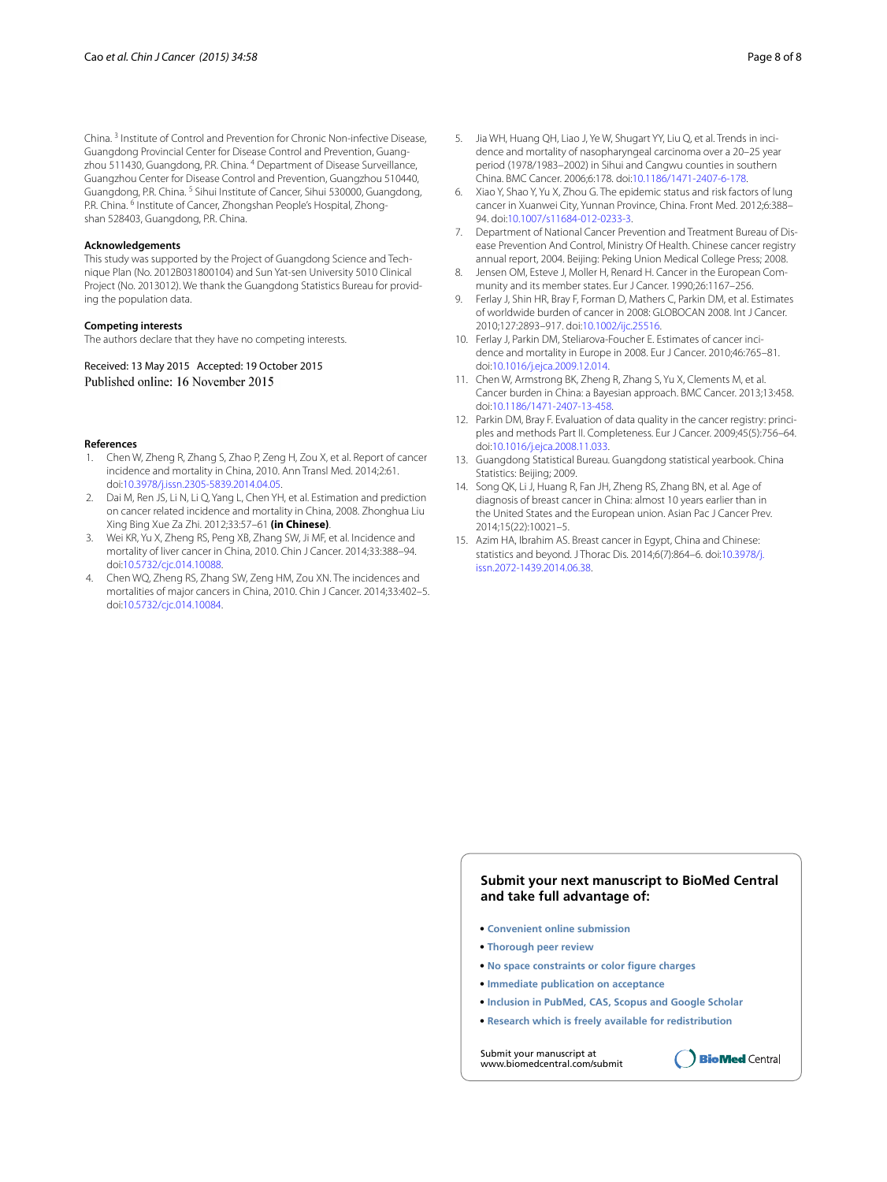China. [3] Institute of Control and Prevention for Chronic Non-infective Disease, Guangdong Provincial Center for Disease Control and Prevention, Guangzhou 511430, Guangdong, P.R. China. [4] Department of Disease Surveillance, Guangzhou Center for Disease Control and Prevention, Guangzhou 510440, Guangdong, P.R. China. [5] Sihui Institute of Cancer, Sihui 530000, Guangdong, P.R. China. [6] Institute of Cancer, Zhongshan People's Hospital, Zhongshan 528403, Guangdong, P.R. China.

#### Acknowledgements

This study was supported by the Project of Guangdong Science and Technique Plan (No. 2012B031800104) and Sun Yat-sen University 5010 Clinical Project (No. 2013012). We thank the Guangdong Statistics Bureau for providing the population data.

#### Competing interests

The authors declare that they have no competing interests.

Received: 13 May 2015 Accepted: 19 October 2015
Published online: 16 November 2015

#### References

1. Chen W, Zheng R, Zhang S, Zhao P, Zeng H, Zou X, et al. Report of cancer incidence and mortality in China, 2010. Ann Transl Med. 2014;2:61. doi:10.3978/j.issn.2305-5839.2014.04.05.
2. Dai M, Ren JS, Li N, Li Q, Yang L, Chen YH, et al. Estimation and prediction on cancer related incidence and mortality in China, 2008. Zhonghua Liu Xing Bing Xue Za Zhi. 2012;33:57–61 **(in Chinese)**.
3. Wei KR, Yu X, Zheng RS, Peng XB, Zhang SW, Ji MF, et al. Incidence and mortality of liver cancer in China, 2010. Chin J Cancer. 2014;33:388–94. doi:10.5732/cjc.014.10088.
4. Chen WQ, Zheng RS, Zhang SW, Zeng HM, Zou XN. The incidences and mortalities of major cancers in China, 2010. Chin J Cancer. 2014;33:402–5. doi:10.5732/cjc.014.10084.
5. Jia WH, Huang QH, Liao J, Ye W, Shugart YY, Liu Q, et al. Trends in incidence and mortality of nasopharyngeal carcinoma over a 20–25 year period (1978/1983–2002) in Sihui and Cangwu counties in southern China. BMC Cancer. 2006;6:178. doi:10.1186/1471-2407-6-178.
6. Xiao Y, Shao Y, Yu X, Zhou G. The epidemic status and risk factors of lung cancer in Xuanwei City, Yunnan Province, China. Front Med. 2012;6:388–94. doi:10.1007/s11684-012-0233-3.
7. Department of National Cancer Prevention and Treatment Bureau of Disease Prevention And Control, Ministry Of Health. Chinese cancer registry annual report, 2004. Beijing: Peking Union Medical College Press; 2008.
8. Jensen OM, Esteve J, Moller H, Renard H. Cancer in the European Community and its member states. Eur J Cancer. 1990;26:1167–256.
9. Ferlay J, Shin HR, Bray F, Forman D, Mathers C, Parkin DM, et al. Estimates of worldwide burden of cancer in 2008: GLOBOCAN 2008. Int J Cancer. 2010;127:2893–917. doi:10.1002/ijc.25516.
10. Ferlay J, Parkin DM, Steliarova-Foucher E. Estimates of cancer incidence and mortality in Europe in 2008. Eur J Cancer. 2010;46:765–81. doi:10.1016/j.ejca.2009.12.014.
11. Chen W, Armstrong BK, Zheng R, Zhang S, Yu X, Clements M, et al. Cancer burden in China: a Bayesian approach. BMC Cancer. 2013;13:458. doi:10.1186/1471-2407-13-458.
12. Parkin DM, Bray F. Evaluation of data quality in the cancer registry: principles and methods Part II. Completeness. Eur J Cancer. 2009;45(5):756–64. doi:10.1016/j.ejca.2008.11.033.
13. Guangdong Statistical Bureau. Guangdong statistical yearbook. China Statistics: Beijing; 2009.
14. Song QK, Li J, Huang R, Fan JH, Zheng RS, Zhang BN, et al. Age of diagnosis of breast cancer in China: almost 10 years earlier than in the United States and the European union. Asian Pac J Cancer Prev. 2014;15(22):10021–5.
15. Azim HA, Ibrahim AS. Breast cancer in Egypt, China and Chinese: statistics and beyond. J Thorac Dis. 2014;6(7):864–6. doi:10.3978/j.issn.2072-1439.2014.06.38.

**Submit your next manuscript to BioMed Central and take full advantage of:**

- **Convenient online submission**
- **Thorough peer review**
- **No space constraints or color figure charges**
- **Immediate publication on acceptance**
- **Inclusion in PubMed, CAS, Scopus and Google Scholar**
- **Research which is freely available for redistribution**

Submit your manuscript at
www.biomedcentral.com/submit

BioMed Central